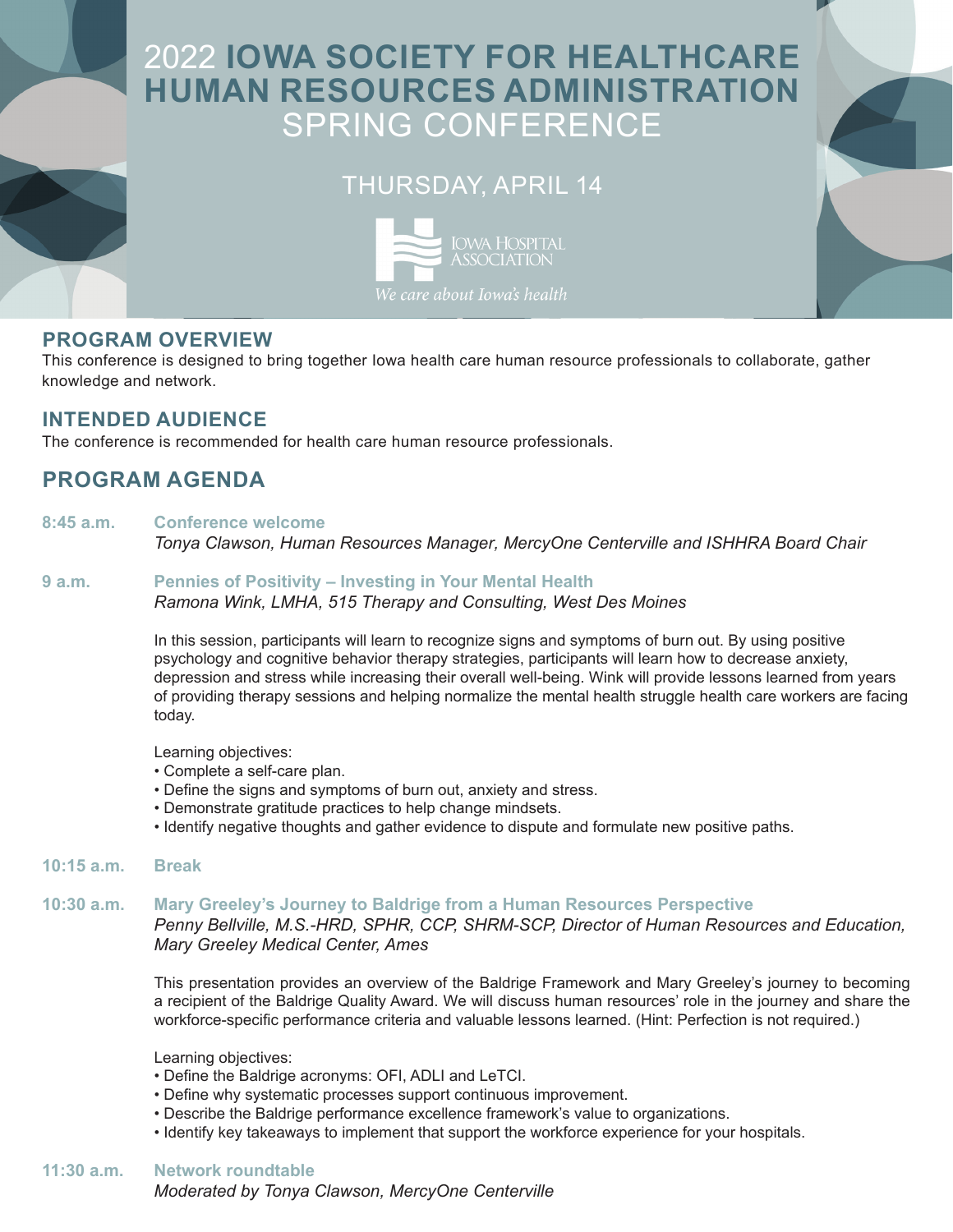# 2022 IOWA SOCIETY FOR HEALTHCARE HUMAN RESOURCES ADMINISTRATION SPRING CONFERENCE

## THURSDAY, APRIL 14

IOWA HOSPITAL ASSOCIATION

*We care about Iowa's health*

## PROGRAM OVERVIEW

This conference is designed to bring together Iowa health care human resource professionals to collaborate, gather knowledge and network.

## INTENDED AUDIENCE

The conference is recommended for health care human resource professionals.

## PROGRAM AGENDA

**8:45 a.m.** **Conference welcome**
*Tonya Clawson, Human Resources Manager, MercyOne Centerville and ISHHRA Board Chair*

**9 a.m.** **Pennies of Positivity – Investing in Your Mental Health**
*Ramona Wink, LMHA, 515 Therapy and Consulting, West Des Moines*

In this session, participants will learn to recognize signs and symptoms of burn out. By using positive psychology and cognitive behavior therapy strategies, participants will learn how to decrease anxiety, depression and stress while increasing their overall well-being. Wink will provide lessons learned from years of providing therapy sessions and helping normalize the mental health struggle health care workers are facing today.

Learning objectives:

- Complete a self-care plan.
- Define the signs and symptoms of burn out, anxiety and stress.
- Demonstrate gratitude practices to help change mindsets.
- Identify negative thoughts and gather evidence to dispute and formulate new positive paths.

**10:15 a.m.** **Break**

**10:30 a.m.** **Mary Greeley's Journey to Baldrige from a Human Resources Perspective**
*Penny Bellville, M.S.-HRD, SPHR, CCP, SHRM-SCP, Director of Human Resources and Education, Mary Greeley Medical Center, Ames*

This presentation provides an overview of the Baldrige Framework and Mary Greeley's journey to becoming a recipient of the Baldrige Quality Award. We will discuss human resources' role in the journey and share the workforce-specific performance criteria and valuable lessons learned. (Hint: Perfection is not required.)

Learning objectives:

- Define the Baldrige acronyms: OFI, ADLI and LeTCI.
- Define why systematic processes support continuous improvement.
- Describe the Baldrige performance excellence framework's value to organizations.
- Identify key takeaways to implement that support the workforce experience for your hospitals.

**11:30 a.m.** **Network roundtable**
*Moderated by Tonya Clawson, MercyOne Centerville*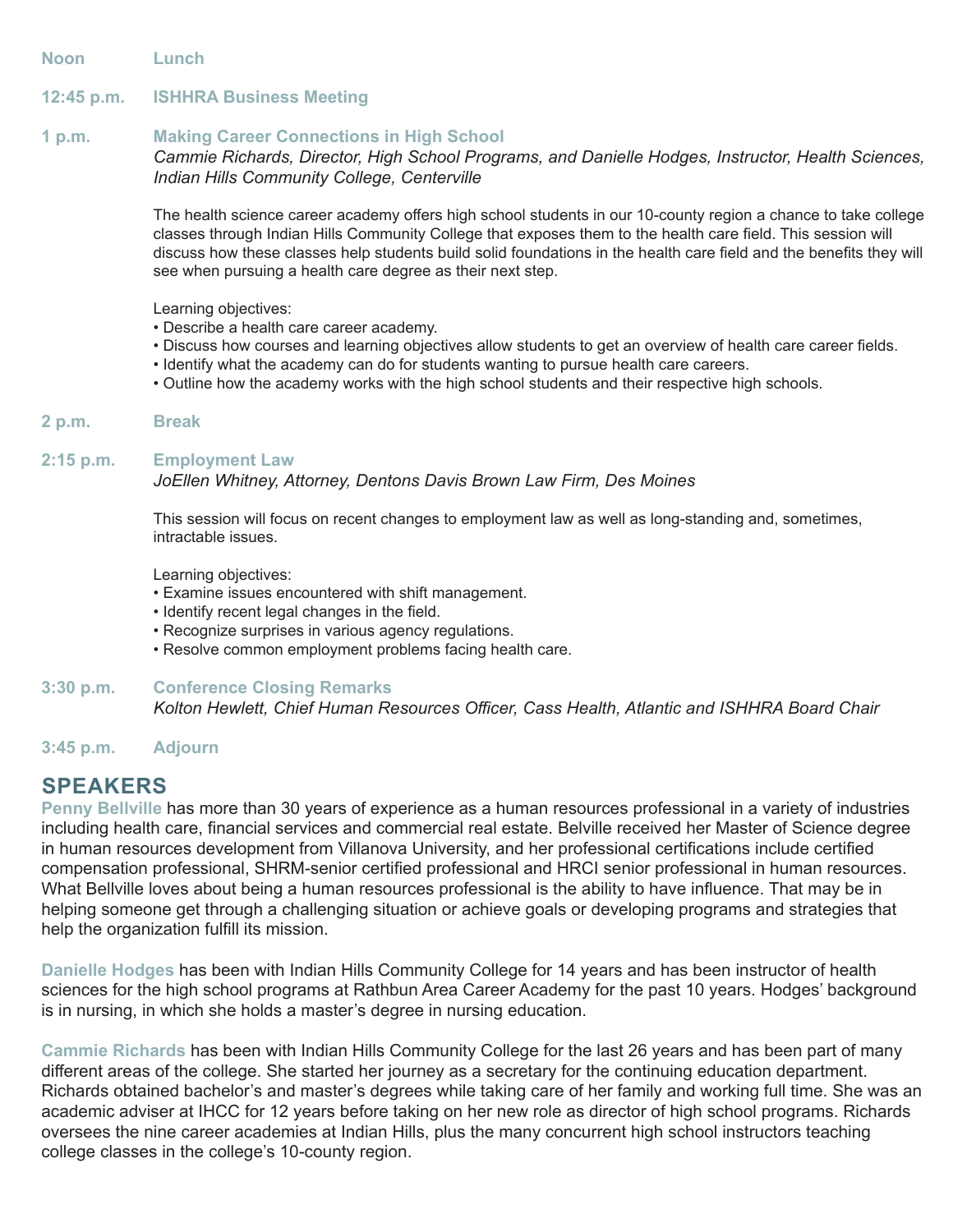**Noon** **Lunch**

**12:45 p.m.** **ISHHRA Business Meeting**

**1 p.m.** **Making Career Connections in High School**
*Cammie Richards, Director, High School Programs, and Danielle Hodges, Instructor, Health Sciences, Indian Hills Community College, Centerville*

The health science career academy offers high school students in our 10-county region a chance to take college classes through Indian Hills Community College that exposes them to the health care field. This session will discuss how these classes help students build solid foundations in the health care field and the benefits they will see when pursuing a health care degree as their next step.

Learning objectives:
- Describe a health care career academy.
- Discuss how courses and learning objectives allow students to get an overview of health care career fields.
- Identify what the academy can do for students wanting to pursue health care careers.
- Outline how the academy works with the high school students and their respective high schools.

**2 p.m.** **Break**

**2:15 p.m.** **Employment Law**
*JoEllen Whitney, Attorney, Dentons Davis Brown Law Firm, Des Moines*

This session will focus on recent changes to employment law as well as long-standing and, sometimes, intractable issues.

Learning objectives:
- Examine issues encountered with shift management.
- Identify recent legal changes in the field.
- Recognize surprises in various agency regulations.
- Resolve common employment problems facing health care.

**3:30 p.m.** **Conference Closing Remarks**
*Kolton Hewlett, Chief Human Resources Officer, Cass Health, Atlantic and ISHHRA Board Chair*

**3:45 p.m.** **Adjourn**

## SPEAKERS

**Penny Bellville** has more than 30 years of experience as a human resources professional in a variety of industries including health care, financial services and commercial real estate. Bellville received her Master of Science degree in human resources development from Villanova University, and her professional certifications include certified compensation professional, SHRM-senior certified professional and HRCI senior professional in human resources. What Bellville loves about being a human resources professional is the ability to have influence. That may be in helping someone get through a challenging situation or achieve goals or developing programs and strategies that help the organization fulfill its mission.

**Danielle Hodges** has been with Indian Hills Community College for 14 years and has been instructor of health sciences for the high school programs at Rathbun Area Career Academy for the past 10 years. Hodges' background is in nursing, in which she holds a master's degree in nursing education.

**Cammie Richards** has been with Indian Hills Community College for the last 26 years and has been part of many different areas of the college. She started her journey as a secretary for the continuing education department. Richards obtained bachelor's and master's degrees while taking care of her family and working full time. She was an academic adviser at IHCC for 12 years before taking on her new role as director of high school programs. Richards oversees the nine career academies at Indian Hills, plus the many concurrent high school instructors teaching college classes in the college's 10-county region.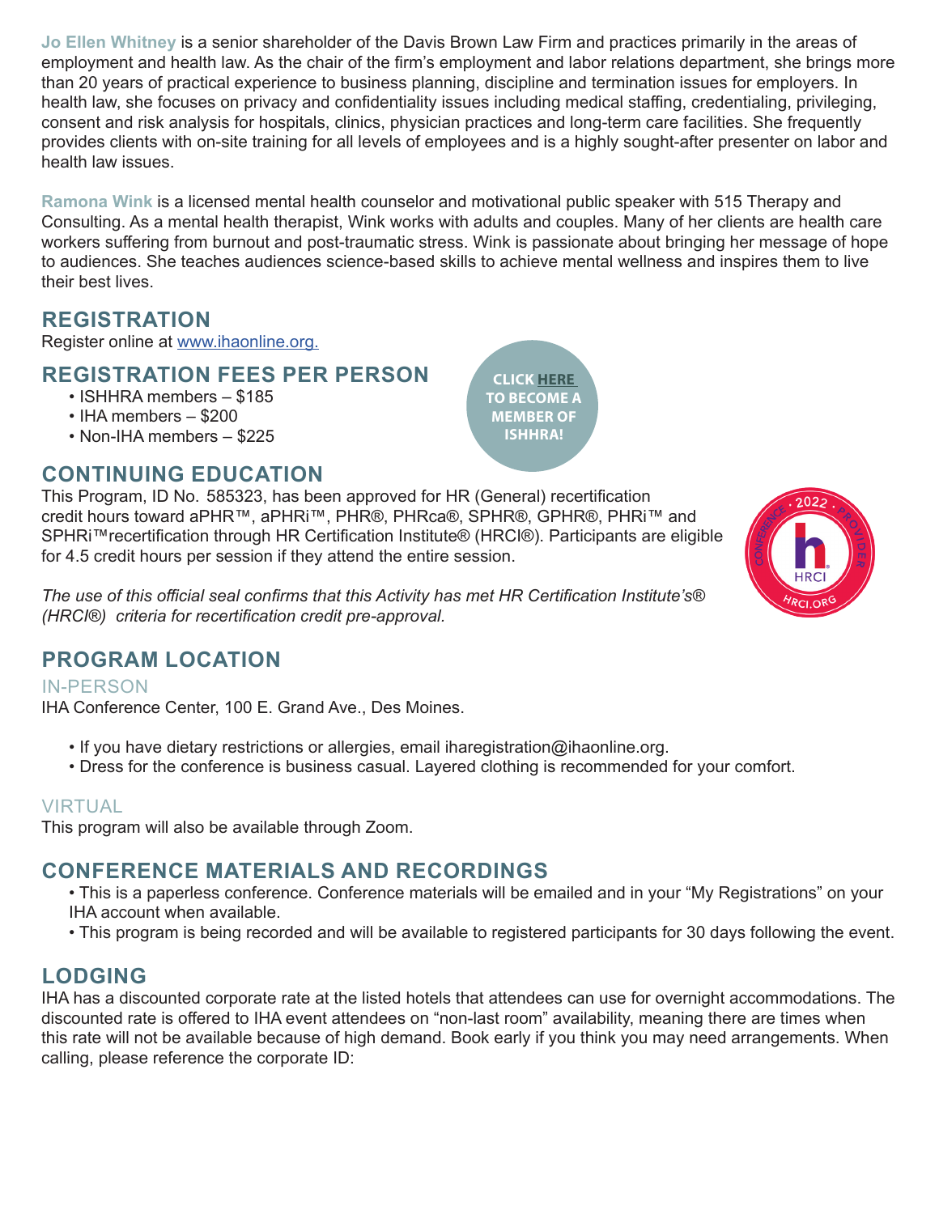**Jo Ellen Whitney** is a senior shareholder of the Davis Brown Law Firm and practices primarily in the areas of employment and health law. As the chair of the firm's employment and labor relations department, she brings more than 20 years of practical experience to business planning, discipline and termination issues for employers. In health law, she focuses on privacy and confidentiality issues including medical staffing, credentialing, privileging, consent and risk analysis for hospitals, clinics, physician practices and long-term care facilities. She frequently provides clients with on-site training for all levels of employees and is a highly sought-after presenter on labor and health law issues.

**Ramona Wink** is a licensed mental health counselor and motivational public speaker with 515 Therapy and Consulting. As a mental health therapist, Wink works with adults and couples. Many of her clients are health care workers suffering from burnout and post-traumatic stress. Wink is passionate about bringing her message of hope to audiences. She teaches audiences science-based skills to achieve mental wellness and inspires them to live their best lives.

## REGISTRATION

Register online at [www.ihaonline.org.](www.ihaonline.org)

## REGISTRATION FEES PER PERSON

- ISHHRA members – $185
- IHA members – $200
- Non-IHA members – $225

CLICK HERE TO BECOME A MEMBER OF ISHHRA!

## CONTINUING EDUCATION

This Program, ID No. 585323, has been approved for HR (General) recertification credit hours toward aPHR™, aPHRi™, PHR®, PHRca®, SPHR®, GPHR®, PHRi™ and SPHRi™recertification through HR Certification Institute® (HRCI®). Participants are eligible for 4.5 credit hours per session if they attend the entire session.

*The use of this official seal confirms that this Activity has met HR Certification Institute's® (HRCI®) criteria for recertification credit pre-approval.*

## PROGRAM LOCATION

### IN-PERSON

IHA Conference Center, 100 E. Grand Ave., Des Moines.

- If you have dietary restrictions or allergies, email iharegistration@ihaonline.org.
- Dress for the conference is business casual. Layered clothing is recommended for your comfort.

### VIRTUAL

This program will also be available through Zoom.

## CONFERENCE MATERIALS AND RECORDINGS

- This is a paperless conference. Conference materials will be emailed and in your "My Registrations" on your IHA account when available.
- This program is being recorded and will be available to registered participants for 30 days following the event.

## LODGING

IHA has a discounted corporate rate at the listed hotels that attendees can use for overnight accommodations. The discounted rate is offered to IHA event attendees on "non-last room" availability, meaning there are times when this rate will not be available because of high demand. Book early if you think you may need arrangements. When calling, please reference the corporate ID: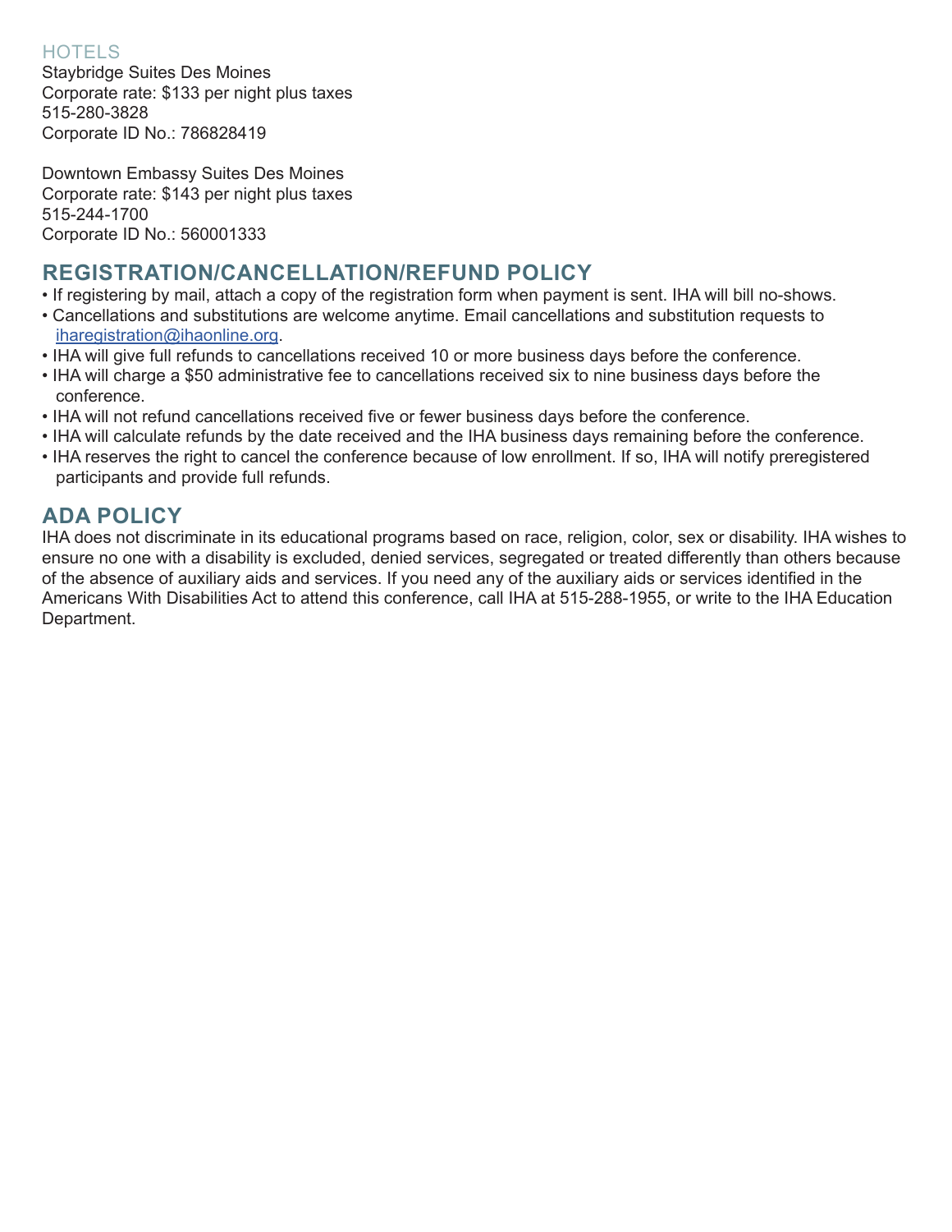## HOTELS

Staybridge Suites Des Moines
Corporate rate: $133 per night plus taxes
515-280-3828
Corporate ID No.: 786828419

Downtown Embassy Suites Des Moines
Corporate rate: $143 per night plus taxes
515-244-1700
Corporate ID No.: 560001333

## REGISTRATION/CANCELLATION/REFUND POLICY

- If registering by mail, attach a copy of the registration form when payment is sent. IHA will bill no-shows.
- Cancellations and substitutions are welcome anytime. Email cancellations and substitution requests to iharegistration@ihaonline.org.
- IHA will give full refunds to cancellations received 10 or more business days before the conference.
- IHA will charge a $50 administrative fee to cancellations received six to nine business days before the conference.
- IHA will not refund cancellations received five or fewer business days before the conference.
- IHA will calculate refunds by the date received and the IHA business days remaining before the conference.
- IHA reserves the right to cancel the conference because of low enrollment. If so, IHA will notify preregistered participants and provide full refunds.

## ADA POLICY

IHA does not discriminate in its educational programs based on race, religion, color, sex or disability. IHA wishes to ensure no one with a disability is excluded, denied services, segregated or treated differently than others because of the absence of auxiliary aids and services. If you need any of the auxiliary aids or services identified in the Americans With Disabilities Act to attend this conference, call IHA at 515-288-1955, or write to the IHA Education Department.